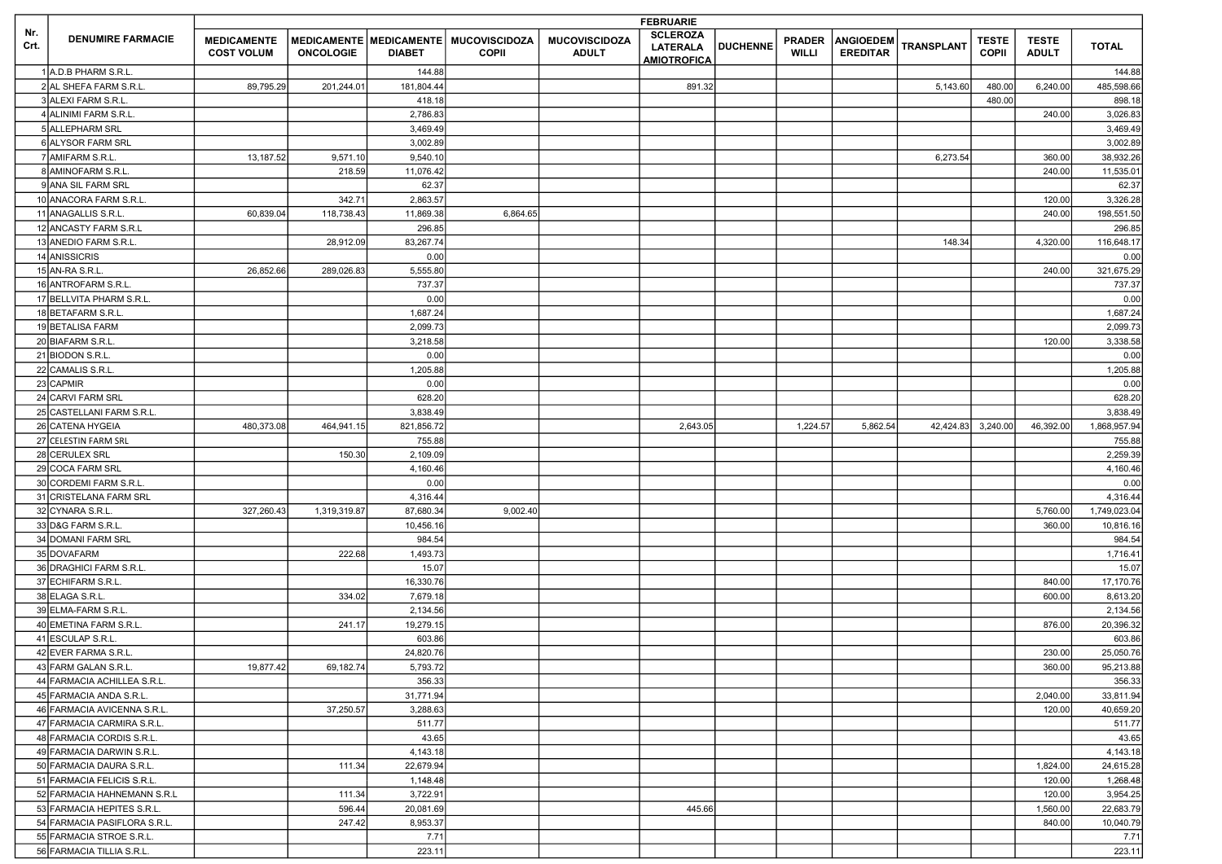| Nr. Crt. | DENUMIRE FARMACIE | FEBRUARIE | | | | | | | | | | | | | |
|---|---|---|---|---|---|---|---|---|---|---|---|---|---|---|---|
| | | MEDICAMENTE COST VOLUM | MEDICAMENTE ONCOLOGIE | MEDICAMENTE DIABET | MUCOVISCIDOZA COPII | MUCOVISCIDOZA ADULT | SCLEROZA LATERALA AMIOTROFICA | DUCHENNE | PRADER WILLI | ANGIOEDEM EREDITAR | TRANSPLANT | TESTE COPII | TESTE ADULT | TOTAL |
| 1 | A.D.B PHARM S.R.L. | | | 144.88 | | | | | | | | | | 144.88 |
| 2 | AL SHEFA FARM S.R.L. | 89,795.29 | 201,244.01 | 181,804.44 | | | 891.32 | | | | 5,143.60 | 480.00 | 6,240.00 | 485,598.66 |
| 3 | ALEXI FARM S.R.L. | | | 418.18 | | | | | | | | 480.00 | | 898.18 |
| 4 | ALINIMI FARM S.R.L. | | | 2,786.83 | | | | | | | | | 240.00 | 3,026.83 |
| 5 | ALLEPHARM SRL | | | 3,469.49 | | | | | | | | | | 3,469.49 |
| 6 | ALYSOR FARM SRL | | | 3,002.89 | | | | | | | | | | 3,002.89 |
| 7 | AMIFARM S.R.L. | 13,187.52 | 9,571.10 | 9,540.10 | | | | | | | 6,273.54 | | 360.00 | 38,932.26 |
| 8 | AMINOFARM S.R.L. | | 218.59 | 11,076.42 | | | | | | | | | 240.00 | 11,535.01 |
| 9 | ANA SIL FARM SRL | | | 62.37 | | | | | | | | | | 62.37 |
| 10 | ANACORA FARM S.R.L. | | 342.71 | 2,863.57 | | | | | | | | | 120.00 | 3,326.28 |
| 11 | ANAGALLIS S.R.L. | 60,839.04 | 118,738.43 | 11,869.38 | 6,864.65 | | | | | | | | 240.00 | 198,551.50 |
| 12 | ANCASTY FARM S.R.L | | | 296.85 | | | | | | | | | | 296.85 |
| 13 | ANEDIO FARM S.R.L. | | 28,912.09 | 83,267.74 | | | | | | | 148.34 | | 4,320.00 | 116,648.17 |
| 14 | ANISSICRIS | | | 0.00 | | | | | | | | | | 0.00 |
| 15 | AN-RA S.R.L. | 26,852.66 | 289,026.83 | 5,555.80 | | | | | | | | | 240.00 | 321,675.29 |
| 16 | ANTROFARM S.R.L. | | | 737.37 | | | | | | | | | | 737.37 |
| 17 | BELLVITA PHARM S.R.L. | | | 0.00 | | | | | | | | | | 0.00 |
| 18 | BETAFARM S.R.L. | | | 1,687.24 | | | | | | | | | | 1,687.24 |
| 19 | BETALISA FARM | | | 2,099.73 | | | | | | | | | | 2,099.73 |
| 20 | BIAFARM S.R.L. | | | 3,218.58 | | | | | | | | | 120.00 | 3,338.58 |
| 21 | BIODON S.R.L. | | | 0.00 | | | | | | | | | | 0.00 |
| 22 | CAMALIS S.R.L. | | | 1,205.88 | | | | | | | | | | 1,205.88 |
| 23 | CAPMIR | | | 0.00 | | | | | | | | | | 0.00 |
| 24 | CARVI FARM SRL | | | 628.20 | | | | | | | | | | 628.20 |
| 25 | CASTELLANI FARM S.R.L. | | | 3,838.49 | | | | | | | | | | 3,838.49 |
| 26 | CATENA HYGEIA | 480,373.08 | 464,941.15 | 821,856.72 | | | 2,643.05 | | 1,224.57 | 5,862.54 | 42,424.83 | 3,240.00 | 46,392.00 | 1,868,957.94 |
| 27 | CELESTIN FARM SRL | | | 755.88 | | | | | | | | | | 755.88 |
| 28 | CERULEX SRL | | 150.30 | 2,109.09 | | | | | | | | | | 2,259.39 |
| 29 | COCA FARM SRL | | | 4,160.46 | | | | | | | | | | 4,160.46 |
| 30 | CORDEMI FARM S.R.L. | | | 0.00 | | | | | | | | | | 0.00 |
| 31 | CRISTELANA FARM SRL | | | 4,316.44 | | | | | | | | | | 4,316.44 |
| 32 | CYNARA S.R.L. | 327,260.43 | 1,319,319.87 | 87,680.34 | 9,002.40 | | | | | | | | 5,760.00 | 1,749,023.04 |
| 33 | D&G FARM S.R.L. | | | 10,456.16 | | | | | | | | | 360.00 | 10,816.16 |
| 34 | DOMANI FARM SRL | | | 984.54 | | | | | | | | | | 984.54 |
| 35 | DOVAFARM | | 222.68 | 1,493.73 | | | | | | | | | | 1,716.41 |
| 36 | DRAGHICI FARM S.R.L. | | | 15.07 | | | | | | | | | | 15.07 |
| 37 | ECHIFARM S.R.L. | | | 16,330.76 | | | | | | | | | 840.00 | 17,170.76 |
| 38 | ELAGA S.R.L. | | 334.02 | 7,679.18 | | | | | | | | | 600.00 | 8,613.20 |
| 39 | ELMA-FARM S.R.L. | | | 2,134.56 | | | | | | | | | | 2,134.56 |
| 40 | EMETINA FARM S.R.L. | | 241.17 | 19,279.15 | | | | | | | | | 876.00 | 20,396.32 |
| 41 | ESCULAP S.R.L. | | | 603.86 | | | | | | | | | | 603.86 |
| 42 | EVER FARMA S.R.L. | | | 24,820.76 | | | | | | | | | 230.00 | 25,050.76 |
| 43 | FARM GALAN S.R.L. | 19,877.42 | 69,182.74 | 5,793.72 | | | | | | | | | 360.00 | 95,213.88 |
| 44 | FARMACIA ACHILLEA S.R.L. | | | 356.33 | | | | | | | | | | 356.33 |
| 45 | FARMACIA ANDA S.R.L. | | | 31,771.94 | | | | | | | | | 2,040.00 | 33,811.94 |
| 46 | FARMACIA AVICENNA S.R.L. | | 37,250.57 | 3,288.63 | | | | | | | | | 120.00 | 40,659.20 |
| 47 | FARMACIA CARMIRA S.R.L. | | | 511.77 | | | | | | | | | | 511.77 |
| 48 | FARMACIA CORDIS S.R.L. | | | 43.65 | | | | | | | | | | 43.65 |
| 49 | FARMACIA DARWIN S.R.L. | | | 4,143.18 | | | | | | | | | | 4,143.18 |
| 50 | FARMACIA DAURA S.R.L. | | 111.34 | 22,679.94 | | | | | | | | | 1,824.00 | 24,615.28 |
| 51 | FARMACIA FELICIS S.R.L. | | | 1,148.48 | | | | | | | | | 120.00 | 1,268.48 |
| 52 | FARMACIA HAHNEMANN S.R.L | | 111.34 | 3,722.91 | | | | | | | | | 120.00 | 3,954.25 |
| 53 | FARMACIA HEPITES S.R.L. | | 596.44 | 20,081.69 | | | 445.66 | | | | | | 1,560.00 | 22,683.79 |
| 54 | FARMACIA PASIFLORA S.R.L. | | 247.42 | 8,953.37 | | | | | | | | | 840.00 | 10,040.79 |
| 55 | FARMACIA STROE S.R.L. | | | 7.71 | | | | | | | | | | 7.71 |
| 56 | FARMACIA TILLIA S.R.L. | | | 223.11 | | | | | | | | | | 223.11 |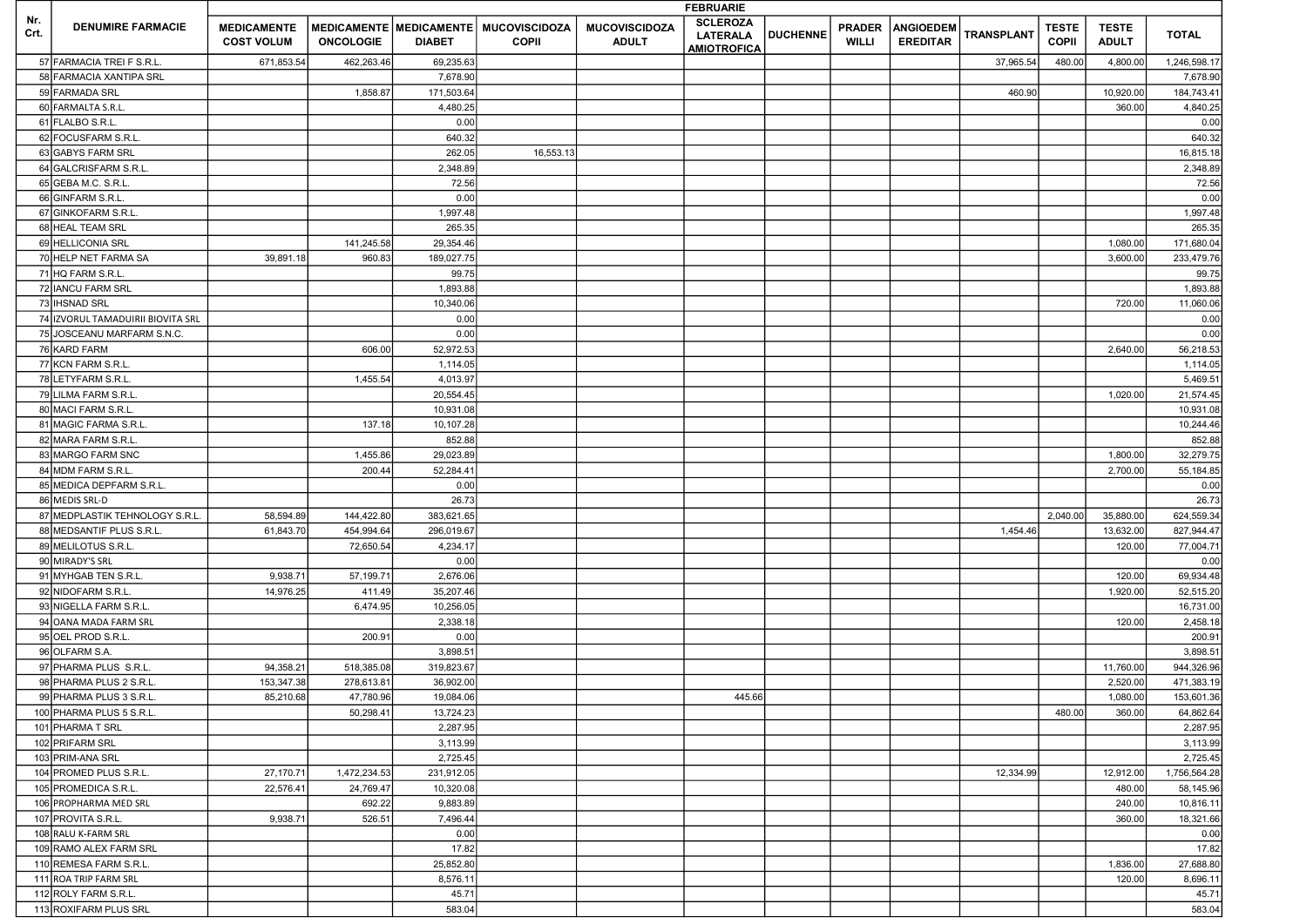| Nr. Crt. | DENUMIRE FARMACIE | FEBRUARIE | | | | | | | | | | | | |
|---|---|---|---|---|---|---|---|---|---|---|---|---|---|---|
| | | MEDICAMENTE COST VOLUM | MEDICAMENTE ONCOLOGIE | MEDICAMENTE DIABET | MUCOVISCIDOZA COPII | MUCOVISCIDOZA ADULT | SCLEROZA LATERALA AMIOTROFICA | DUCHENNE | PRADER WILLI | ANGIOEDEM EREDITAR | TRANSPLANT | TESTE COPII | TESTE ADULT | TOTAL |
| 57 | FARMACIA TREI F S.R.L. | 671,853.54 | 462,263.46 | 69,235.63 | | | | | | | 37,965.54 | 480.00 | 4,800.00 | 1,246,598.17 |
| 58 | FARMACIA XANTIPA SRL | | | 7,678.90 | | | | | | | | | | 7,678.90 |
| 59 | FARMADA SRL | | 1,858.87 | 171,503.64 | | | | | | | 460.90 | | 10,920.00 | 184,743.41 |
| 60 | FARMALTA S.R.L. | | | 4,480.25 | | | | | | | | | 360.00 | 4,840.25 |
| 61 | FLALBO S.R.L. | | | 0.00 | | | | | | | | | | 0.00 |
| 62 | FOCUSFARM S.R.L. | | | 640.32 | | | | | | | | | | 640.32 |
| 63 | GABYS FARM SRL | | | 262.05 | 16,553.13 | | | | | | | | | 16,815.18 |
| 64 | GALCRISFARM S.R.L. | | | 2,348.89 | | | | | | | | | | 2,348.89 |
| 65 | GEBA M.C. S.R.L. | | | 72.56 | | | | | | | | | | 72.56 |
| 66 | GINFARM S.R.L. | | | 0.00 | | | | | | | | | | 0.00 |
| 67 | GINKOFARM S.R.L. | | | 1,997.48 | | | | | | | | | | 1,997.48 |
| 68 | HEAL TEAM SRL | | | 265.35 | | | | | | | | | | 265.35 |
| 69 | HELLICONIA SRL | | 141,245.58 | 29,354.46 | | | | | | | | | 1,080.00 | 171,680.04 |
| 70 | HELP NET FARMA SA | 39,891.18 | 960.83 | 189,027.75 | | | | | | | | | 3,600.00 | 233,479.76 |
| 71 | HQ FARM S.R.L. | | | 99.75 | | | | | | | | | | 99.75 |
| 72 | IANCU FARM SRL | | | 1,893.88 | | | | | | | | | | 1,893.88 |
| 73 | IHSNAD SRL | | | 10,340.06 | | | | | | | | | 720.00 | 11,060.06 |
| 74 | IZVORUL TAMADUIRII BIOVITA SRL | | | 0.00 | | | | | | | | | | 0.00 |
| 75 | JOSCEANU MARFARM S.N.C. | | | 0.00 | | | | | | | | | | 0.00 |
| 76 | KARD FARM | | 606.00 | 52,972.53 | | | | | | | | | 2,640.00 | 56,218.53 |
| 77 | KCN FARM S.R.L. | | | 1,114.05 | | | | | | | | | | 1,114.05 |
| 78 | LETYFARM S.R.L. | | 1,455.54 | 4,013.97 | | | | | | | | | | 5,469.51 |
| 79 | LILMA FARM S.R.L. | | | 20,554.45 | | | | | | | | | 1,020.00 | 21,574.45 |
| 80 | MACI FARM S.R.L. | | | 10,931.08 | | | | | | | | | | 10,931.08 |
| 81 | MAGIC FARMA S.R.L. | | 137.18 | 10,107.28 | | | | | | | | | | 10,244.46 |
| 82 | MARA FARM S.R.L. | | | 852.88 | | | | | | | | | | 852.88 |
| 83 | MARGO FARM SNC | | 1,455.86 | 29,023.89 | | | | | | | | | 1,800.00 | 32,279.75 |
| 84 | MDM FARM S.R.L. | | 200.44 | 52,284.41 | | | | | | | | | 2,700.00 | 55,184.85 |
| 85 | MEDICA DEPFARM S.R.L. | | | 0.00 | | | | | | | | | | 0.00 |
| 86 | MEDIS SRL-D | | | 26.73 | | | | | | | | | | 26.73 |
| 87 | MEDPLASTIK TEHNOLOGY S.R.L. | 58,594.89 | 144,422.80 | 383,621.65 | | | | | | | | 2,040.00 | 35,880.00 | 624,559.34 |
| 88 | MEDSANTIF PLUS S.R.L. | 61,843.70 | 454,994.64 | 296,019.67 | | | | | | | 1,454.46 | | 13,632.00 | 827,944.47 |
| 89 | MELILOTUS S.R.L. | | 72,650.54 | 4,234.17 | | | | | | | | | 120.00 | 77,004.71 |
| 90 | MIRADY'S SRL | | | 0.00 | | | | | | | | | | 0.00 |
| 91 | MYHGAB TEN S.R.L. | 9,938.71 | 57,199.71 | 2,676.06 | | | | | | | | | 120.00 | 69,934.48 |
| 92 | NIDOFARM S.R.L. | 14,976.25 | 411.49 | 35,207.46 | | | | | | | | | 1,920.00 | 52,515.20 |
| 93 | NIGELLA FARM S.R.L. | | 6,474.95 | 10,256.05 | | | | | | | | | | 16,731.00 |
| 94 | OANA MADA FARM SRL | | | 2,338.18 | | | | | | | | | 120.00 | 2,458.18 |
| 95 | OEL PROD S.R.L. | | 200.91 | 0.00 | | | | | | | | | | 200.91 |
| 96 | OLFARM S.A. | | | 3,898.51 | | | | | | | | | | 3,898.51 |
| 97 | PHARMA PLUS S.R.L. | 94,358.21 | 518,385.08 | 319,823.67 | | | | | | | | | 11,760.00 | 944,326.96 |
| 98 | PHARMA PLUS 2 S.R.L. | 153,347.38 | 278,613.81 | 36,902.00 | | | | | | | | | 2,520.00 | 471,383.19 |
| 99 | PHARMA PLUS 3 S.R.L. | 85,210.68 | 47,780.96 | 19,084.06 | | | 445.66 | | | | | | 1,080.00 | 153,601.36 |
| 100 | PHARMA PLUS 5 S.R.L. | | 50,298.41 | 13,724.23 | | | | | | | | 480.00 | 360.00 | 64,862.64 |
| 101 | PHARMA T SRL | | | 2,287.95 | | | | | | | | | | 2,287.95 |
| 102 | PRIFARM SRL | | | 3,113.99 | | | | | | | | | | 3,113.99 |
| 103 | PRIM-ANA SRL | | | 2,725.45 | | | | | | | | | | 2,725.45 |
| 104 | PROMED PLUS S.R.L. | 27,170.71 | 1,472,234.53 | 231,912.05 | | | | | | | 12,334.99 | | 12,912.00 | 1,756,564.28 |
| 105 | PROMEDICA S.R.L. | 22,576.41 | 24,769.47 | 10,320.08 | | | | | | | | | 480.00 | 58,145.96 |
| 106 | PROPHARMA MED SRL | | 692.22 | 9,883.89 | | | | | | | | | 240.00 | 10,816.11 |
| 107 | PROVITA S.R.L. | 9,938.71 | 526.51 | 7,496.44 | | | | | | | | | 360.00 | 18,321.66 |
| 108 | RALU K-FARM SRL | | | 0.00 | | | | | | | | | | 0.00 |
| 109 | RAMO ALEX FARM SRL | | | 17.82 | | | | | | | | | | 17.82 |
| 110 | REMESA FARM S.R.L. | | | 25,852.80 | | | | | | | | | 1,836.00 | 27,688.80 |
| 111 | ROA TRIP FARM SRL | | | 8,576.11 | | | | | | | | | 120.00 | 8,696.11 |
| 112 | ROLY FARM S.R.L. | | | 45.71 | | | | | | | | | | 45.71 |
| 113 | ROXIFARM PLUS SRL | | | 583.04 | | | | | | | | | | 583.04 |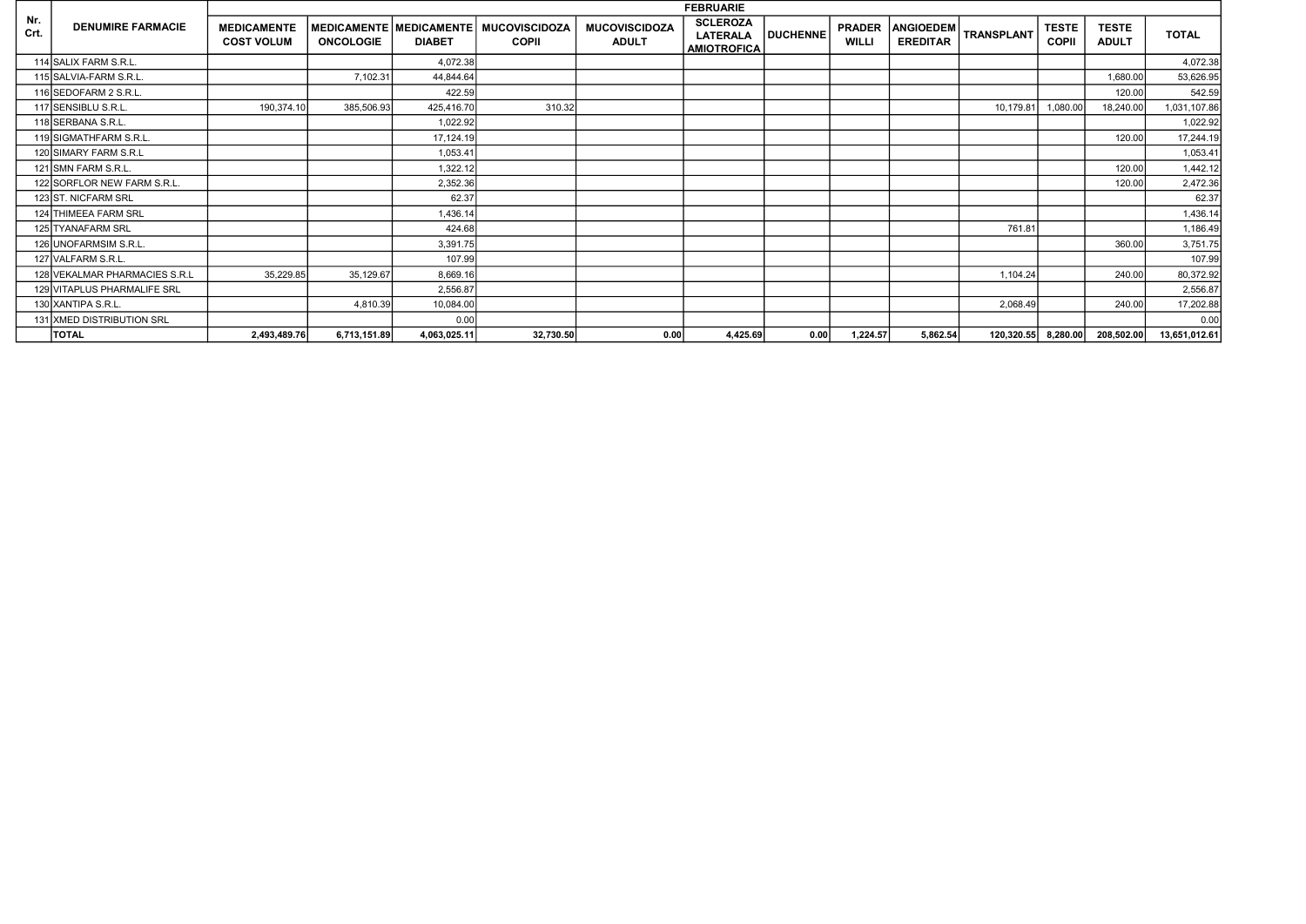| Nr. Crt. | DENUMIRE FARMACIE | FEBRUARIE | | | | | | | | | | | | |
|---|---|---|---|---|---|---|---|---|---|---|---|---|---|---|
| | | MEDICAMENTE COST VOLUM | MEDICAMENTE ONCOLOGIE | MEDICAMENTE DIABET | MUCOVISCIDOZA COPII | MUCOVISCIDOZA ADULT | SCLEROZA LATERALA AMIOTROFICA | DUCHENNE | PRADER WILLI | ANGIOEDEM EREDITAR | TRANSPLANT | TESTE COPII | TESTE ADULT | TOTAL |
| 114 | SALIX FARM S.R.L. | | | 4,072.38 | | | | | | | | | | 4,072.38 |
| 115 | SALVIA-FARM S.R.L. | | 7,102.31 | 44,844.64 | | | | | | | | | 1,680.00 | 53,626.95 |
| 116 | SEDOFARM 2 S.R.L. | | | 422.59 | | | | | | | | | 120.00 | 542.59 |
| 117 | SENSIBLU S.R.L. | 190,374.10 | 385,506.93 | 425,416.70 | 310.32 | | | | | | 10,179.81 | 1,080.00 | 18,240.00 | 1,031,107.86 |
| 118 | SERBANA S.R.L. | | | 1,022.92 | | | | | | | | | | 1,022.92 |
| 119 | SIGMATHFARM S.R.L. | | | 17,124.19 | | | | | | | | | 120.00 | 17,244.19 |
| 120 | SIMARY FARM S.R.L | | | 1,053.41 | | | | | | | | | | 1,053.41 |
| 121 | SMN FARM S.R.L. | | | 1,322.12 | | | | | | | | | 120.00 | 1,442.12 |
| 122 | SORFLOR NEW FARM S.R.L. | | | 2,352.36 | | | | | | | | | 120.00 | 2,472.36 |
| 123 | ST. NICFARM SRL | | | 62.37 | | | | | | | | | | 62.37 |
| 124 | THIMEEA FARM SRL | | | 1,436.14 | | | | | | | | | | 1,436.14 |
| 125 | TYANAFARM SRL | | | 424.68 | | | | | | | 761.81 | | | 1,186.49 |
| 126 | UNOFARMSIM S.R.L. | | | 3,391.75 | | | | | | | | | 360.00 | 3,751.75 |
| 127 | VALFARM S.R.L. | | | 107.99 | | | | | | | | | | 107.99 |
| 128 | VEKALMAR PHARMACIES S.R.L | 35,229.85 | 35,129.67 | 8,669.16 | | | | | | | 1,104.24 | | 240.00 | 80,372.92 |
| 129 | VITAPLUS PHARMALIFE SRL | | | 2,556.87 | | | | | | | | | | 2,556.87 |
| 130 | XANTIPA S.R.L. | | 4,810.39 | 10,084.00 | | | | | | | 2,068.49 | | 240.00 | 17,202.88 |
| 131 | XMED DISTRIBUTION SRL | | | 0.00 | | | | | | | | | | 0.00 |
| | **TOTAL** | **2,493,489.76** | **6,713,151.89** | **4,063,025.11** | **32,730.50** | **0.00** | **4,425.69** | **0.00** | **1,224.57** | **5,862.54** | **120,320.55** | **8,280.00** | **208,502.00** | **13,651,012.61** |